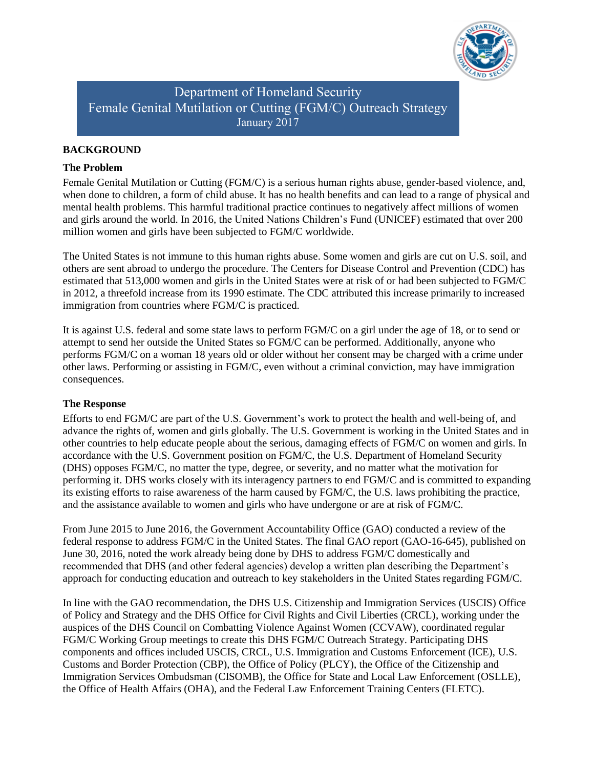# Department of Homeland Security
## Female Genital Mutilation or Cutting (FGM/C) Outreach Strategy
January 2017

## BACKGROUND

### The Problem

Female Genital Mutilation or Cutting (FGM/C) is a serious human rights abuse, gender-based violence, and, when done to children, a form of child abuse. It has no health benefits and can lead to a range of physical and mental health problems. This harmful traditional practice continues to negatively affect millions of women and girls around the world. In 2016, the United Nations Children's Fund (UNICEF) estimated that over 200 million women and girls have been subjected to FGM/C worldwide.

The United States is not immune to this human rights abuse. Some women and girls are cut on U.S. soil, and others are sent abroad to undergo the procedure. The Centers for Disease Control and Prevention (CDC) has estimated that 513,000 women and girls in the United States were at risk of or had been subjected to FGM/C in 2012, a threefold increase from its 1990 estimate. The CDC attributed this increase primarily to increased immigration from countries where FGM/C is practiced.

It is against U.S. federal and some state laws to perform FGM/C on a girl under the age of 18, or to send or attempt to send her outside the United States so FGM/C can be performed. Additionally, anyone who performs FGM/C on a woman 18 years old or older without her consent may be charged with a crime under other laws. Performing or assisting in FGM/C, even without a criminal conviction, may have immigration consequences.

### The Response

Efforts to end FGM/C are part of the U.S. Government's work to protect the health and well-being of, and advance the rights of, women and girls globally. The U.S. Government is working in the United States and in other countries to help educate people about the serious, damaging effects of FGM/C on women and girls. In accordance with the U.S. Government position on FGM/C, the U.S. Department of Homeland Security (DHS) opposes FGM/C, no matter the type, degree, or severity, and no matter what the motivation for performing it. DHS works closely with its interagency partners to end FGM/C and is committed to expanding its existing efforts to raise awareness of the harm caused by FGM/C, the U.S. laws prohibiting the practice, and the assistance available to women and girls who have undergone or are at risk of FGM/C.

From June 2015 to June 2016, the Government Accountability Office (GAO) conducted a review of the federal response to address FGM/C in the United States. The final GAO report (GAO-16-645), published on June 30, 2016, noted the work already being done by DHS to address FGM/C domestically and recommended that DHS (and other federal agencies) develop a written plan describing the Department's approach for conducting education and outreach to key stakeholders in the United States regarding FGM/C.

In line with the GAO recommendation, the DHS U.S. Citizenship and Immigration Services (USCIS) Office of Policy and Strategy and the DHS Office for Civil Rights and Civil Liberties (CRCL), working under the auspices of the DHS Council on Combatting Violence Against Women (CCVAW), coordinated regular FGM/C Working Group meetings to create this DHS FGM/C Outreach Strategy. Participating DHS components and offices included USCIS, CRCL, U.S. Immigration and Customs Enforcement (ICE), U.S. Customs and Border Protection (CBP), the Office of Policy (PLCY), the Office of the Citizenship and Immigration Services Ombudsman (CISOMB), the Office for State and Local Law Enforcement (OSLLE), the Office of Health Affairs (OHA), and the Federal Law Enforcement Training Centers (FLETC).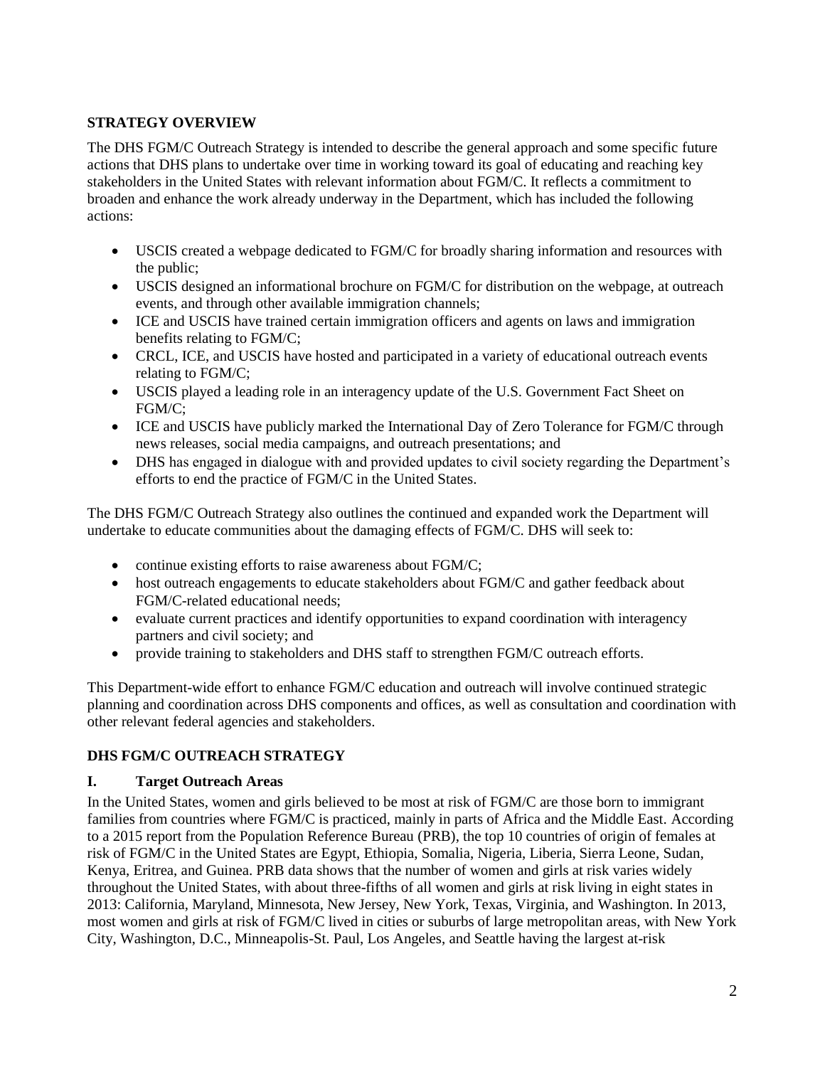## STRATEGY OVERVIEW

The DHS FGM/C Outreach Strategy is intended to describe the general approach and some specific future actions that DHS plans to undertake over time in working toward its goal of educating and reaching key stakeholders in the United States with relevant information about FGM/C. It reflects a commitment to broaden and enhance the work already underway in the Department, which has included the following actions:

- USCIS created a webpage dedicated to FGM/C for broadly sharing information and resources with the public;
- USCIS designed an informational brochure on FGM/C for distribution on the webpage, at outreach events, and through other available immigration channels;
- ICE and USCIS have trained certain immigration officers and agents on laws and immigration benefits relating to FGM/C;
- CRCL, ICE, and USCIS have hosted and participated in a variety of educational outreach events relating to FGM/C;
- USCIS played a leading role in an interagency update of the U.S. Government Fact Sheet on FGM/C;
- ICE and USCIS have publicly marked the International Day of Zero Tolerance for FGM/C through news releases, social media campaigns, and outreach presentations; and
- DHS has engaged in dialogue with and provided updates to civil society regarding the Department's efforts to end the practice of FGM/C in the United States.

The DHS FGM/C Outreach Strategy also outlines the continued and expanded work the Department will undertake to educate communities about the damaging effects of FGM/C. DHS will seek to:

- continue existing efforts to raise awareness about FGM/C;
- host outreach engagements to educate stakeholders about FGM/C and gather feedback about FGM/C-related educational needs;
- evaluate current practices and identify opportunities to expand coordination with interagency partners and civil society; and
- provide training to stakeholders and DHS staff to strengthen FGM/C outreach efforts.

This Department-wide effort to enhance FGM/C education and outreach will involve continued strategic planning and coordination across DHS components and offices, as well as consultation and coordination with other relevant federal agencies and stakeholders.

## DHS FGM/C OUTREACH STRATEGY

### I. Target Outreach Areas

In the United States, women and girls believed to be most at risk of FGM/C are those born to immigrant families from countries where FGM/C is practiced, mainly in parts of Africa and the Middle East. According to a 2015 report from the Population Reference Bureau (PRB), the top 10 countries of origin of females at risk of FGM/C in the United States are Egypt, Ethiopia, Somalia, Nigeria, Liberia, Sierra Leone, Sudan, Kenya, Eritrea, and Guinea. PRB data shows that the number of women and girls at risk varies widely throughout the United States, with about three-fifths of all women and girls at risk living in eight states in 2013: California, Maryland, Minnesota, New Jersey, New York, Texas, Virginia, and Washington. In 2013, most women and girls at risk of FGM/C lived in cities or suburbs of large metropolitan areas, with New York City, Washington, D.C., Minneapolis-St. Paul, Los Angeles, and Seattle having the largest at-risk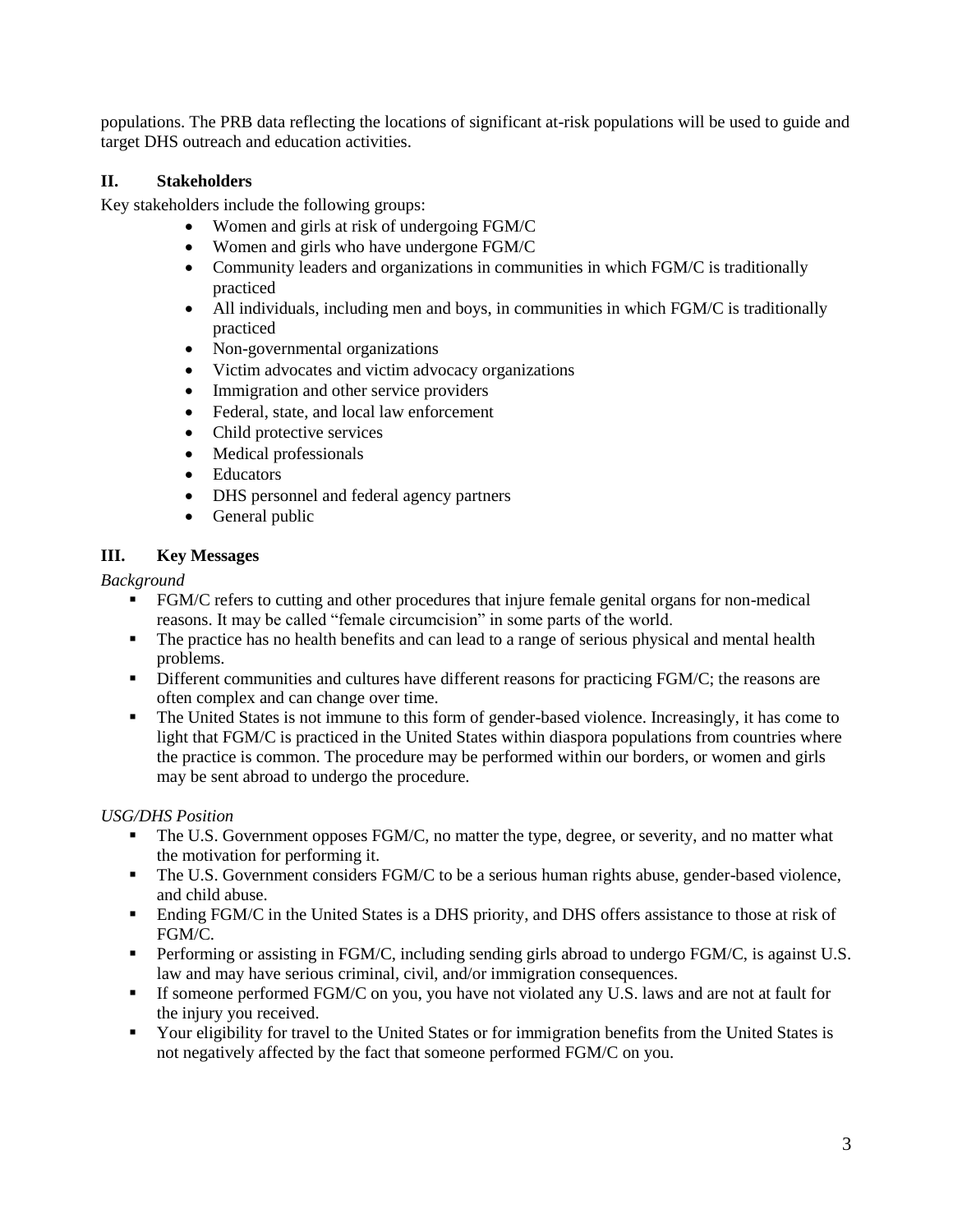populations. The PRB data reflecting the locations of significant at-risk populations will be used to guide and target DHS outreach and education activities.

## II. Stakeholders

Key stakeholders include the following groups:

- Women and girls at risk of undergoing FGM/C
- Women and girls who have undergone FGM/C
- Community leaders and organizations in communities in which FGM/C is traditionally practiced
- All individuals, including men and boys, in communities in which FGM/C is traditionally practiced
- Non-governmental organizations
- Victim advocates and victim advocacy organizations
- Immigration and other service providers
- Federal, state, and local law enforcement
- Child protective services
- Medical professionals
- Educators
- DHS personnel and federal agency partners
- General public

## III. Key Messages

*Background*

- FGM/C refers to cutting and other procedures that injure female genital organs for non-medical reasons. It may be called "female circumcision" in some parts of the world.
- The practice has no health benefits and can lead to a range of serious physical and mental health problems.
- Different communities and cultures have different reasons for practicing FGM/C; the reasons are often complex and can change over time.
- The United States is not immune to this form of gender-based violence. Increasingly, it has come to light that FGM/C is practiced in the United States within diaspora populations from countries where the practice is common. The procedure may be performed within our borders, or women and girls may be sent abroad to undergo the procedure.

*USG/DHS Position*

- The U.S. Government opposes FGM/C, no matter the type, degree, or severity, and no matter what the motivation for performing it.
- The U.S. Government considers FGM/C to be a serious human rights abuse, gender-based violence, and child abuse.
- Ending FGM/C in the United States is a DHS priority, and DHS offers assistance to those at risk of FGM/C.
- Performing or assisting in FGM/C, including sending girls abroad to undergo FGM/C, is against U.S. law and may have serious criminal, civil, and/or immigration consequences.
- If someone performed FGM/C on you, you have not violated any U.S. laws and are not at fault for the injury you received.
- Your eligibility for travel to the United States or for immigration benefits from the United States is not negatively affected by the fact that someone performed FGM/C on you.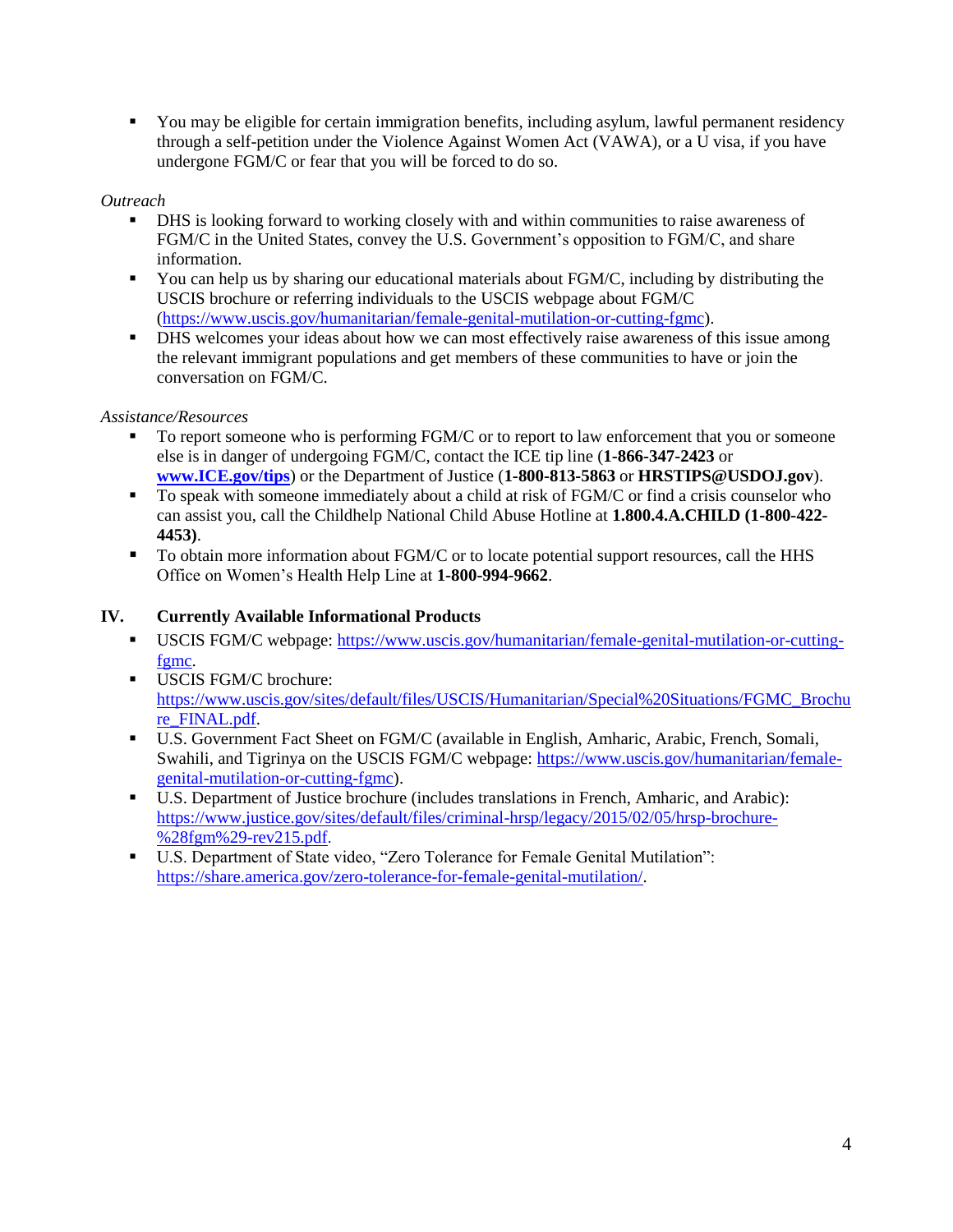- You may be eligible for certain immigration benefits, including asylum, lawful permanent residency through a self-petition under the Violence Against Women Act (VAWA), or a U visa, if you have undergone FGM/C or fear that you will be forced to do so.

*Outreach*

- DHS is looking forward to working closely with and within communities to raise awareness of FGM/C in the United States, convey the U.S. Government's opposition to FGM/C, and share information.
- You can help us by sharing our educational materials about FGM/C, including by distributing the USCIS brochure or referring individuals to the USCIS webpage about FGM/C (https://www.uscis.gov/humanitarian/female-genital-mutilation-or-cutting-fgmc).
- DHS welcomes your ideas about how we can most effectively raise awareness of this issue among the relevant immigrant populations and get members of these communities to have or join the conversation on FGM/C.

*Assistance/Resources*

- To report someone who is performing FGM/C or to report to law enforcement that you or someone else is in danger of undergoing FGM/C, contact the ICE tip line (**1-866-347-2423** or **www.ICE.gov/tips**) or the Department of Justice (**1-800-813-5863** or **HRSTIPS@USDOJ.gov**).
- To speak with someone immediately about a child at risk of FGM/C or find a crisis counselor who can assist you, call the Childhelp National Child Abuse Hotline at **1.800.4.A.CHILD (1-800-422-4453)**.
- To obtain more information about FGM/C or to locate potential support resources, call the HHS Office on Women's Health Help Line at **1-800-994-9662**.

## IV. Currently Available Informational Products

- USCIS FGM/C webpage: https://www.uscis.gov/humanitarian/female-genital-mutilation-or-cutting-fgmc.
- USCIS FGM/C brochure: https://www.uscis.gov/sites/default/files/USCIS/Humanitarian/Special%20Situations/FGMC_Brochure_FINAL.pdf.
- U.S. Government Fact Sheet on FGM/C (available in English, Amharic, Arabic, French, Somali, Swahili, and Tigrinya on the USCIS FGM/C webpage: https://www.uscis.gov/humanitarian/female-genital-mutilation-or-cutting-fgmc).
- U.S. Department of Justice brochure (includes translations in French, Amharic, and Arabic): https://www.justice.gov/sites/default/files/criminal-hrsp/legacy/2015/02/05/hrsp-brochure-%28fgm%29-rev215.pdf.
- U.S. Department of State video, "Zero Tolerance for Female Genital Mutilation": https://share.america.gov/zero-tolerance-for-female-genital-mutilation/.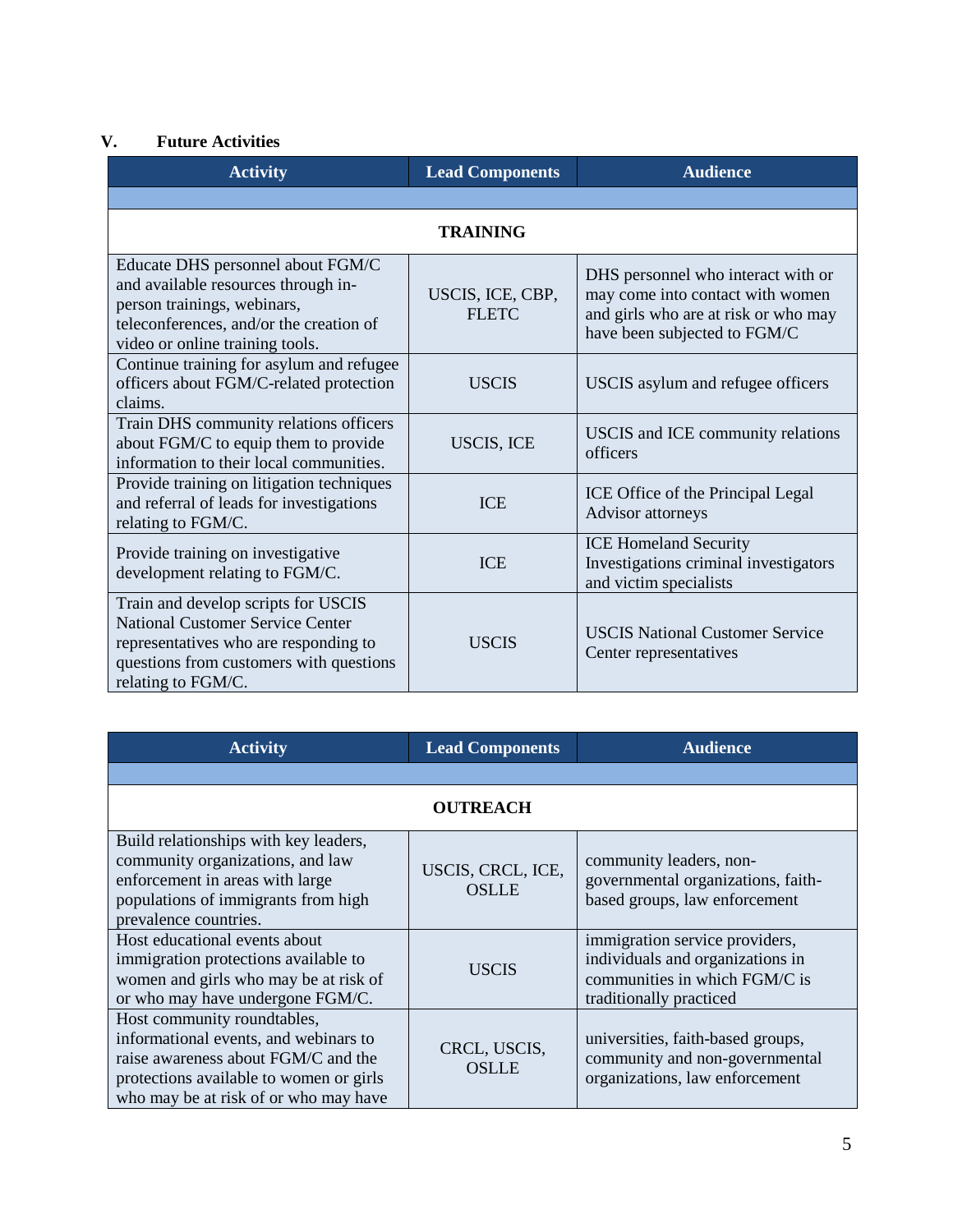## V. Future Activities

| Activity | Lead Components | Audience |
|---|---|---|
| | | |
| **TRAINING** | | |
| Educate DHS personnel about FGM/C and available resources through in-person trainings, webinars, teleconferences, and/or the creation of video or online training tools. | USCIS, ICE, CBP, FLETC | DHS personnel who interact with or may come into contact with women and girls who are at risk or who may have been subjected to FGM/C |
| Continue training for asylum and refugee officers about FGM/C-related protection claims. | USCIS | USCIS asylum and refugee officers |
| Train DHS community relations officers about FGM/C to equip them to provide information to their local communities. | USCIS, ICE | USCIS and ICE community relations officers |
| Provide training on litigation techniques and referral of leads for investigations relating to FGM/C. | ICE | ICE Office of the Principal Legal Advisor attorneys |
| Provide training on investigative development relating to FGM/C. | ICE | ICE Homeland Security Investigations criminal investigators and victim specialists |
| Train and develop scripts for USCIS National Customer Service Center representatives who are responding to questions from customers with questions relating to FGM/C. | USCIS | USCIS National Customer Service Center representatives |

| Activity | Lead Components | Audience |
|---|---|---|
| | | |
| **OUTREACH** | | |
| Build relationships with key leaders, community organizations, and law enforcement in areas with large populations of immigrants from high prevalence countries. | USCIS, CRCL, ICE, OSLLE | community leaders, non-governmental organizations, faith-based groups, law enforcement |
| Host educational events about immigration protections available to women and girls who may be at risk of or who may have undergone FGM/C. | USCIS | immigration service providers, individuals and organizations in communities in which FGM/C is traditionally practiced |
| Host community roundtables, informational events, and webinars to raise awareness about FGM/C and the protections available to women or girls who may be at risk of or who may have | CRCL, USCIS, OSLLE | universities, faith-based groups, community and non-governmental organizations, law enforcement |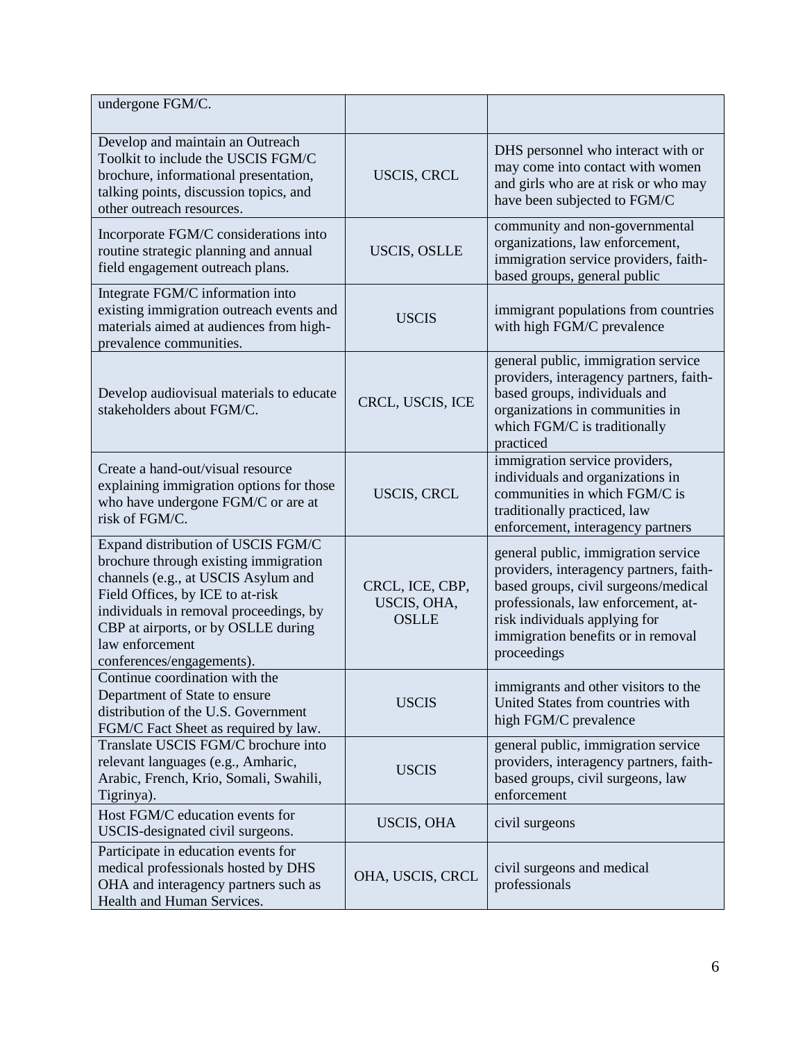| | | |
|---|---|---|
| undergone FGM/C. | | |
| Develop and maintain an Outreach Toolkit to include the USCIS FGM/C brochure, informational presentation, talking points, discussion topics, and other outreach resources. | USCIS, CRCL | DHS personnel who interact with or may come into contact with women and girls who are at risk or who may have been subjected to FGM/C |
| Incorporate FGM/C considerations into routine strategic planning and annual field engagement outreach plans. | USCIS, OSLLE | community and non-governmental organizations, law enforcement, immigration service providers, faith-based groups, general public |
| Integrate FGM/C information into existing immigration outreach events and materials aimed at audiences from high-prevalence communities. | USCIS | immigrant populations from countries with high FGM/C prevalence |
| Develop audiovisual materials to educate stakeholders about FGM/C. | CRCL, USCIS, ICE | general public, immigration service providers, interagency partners, faith-based groups, individuals and organizations in communities in which FGM/C is traditionally practiced |
| Create a hand-out/visual resource explaining immigration options for those who have undergone FGM/C or are at risk of FGM/C. | USCIS, CRCL | immigration service providers, individuals and organizations in communities in which FGM/C is traditionally practiced, law enforcement, interagency partners |
| Expand distribution of USCIS FGM/C brochure through existing immigration channels (e.g., at USCIS Asylum and Field Offices, by ICE to at-risk individuals in removal proceedings, by CBP at airports, or by OSLLE during law enforcement conferences/engagements). | CRCL, ICE, CBP, USCIS, OHA, OSLLE | general public, immigration service providers, interagency partners, faith-based groups, civil surgeons/medical professionals, law enforcement, at-risk individuals applying for immigration benefits or in removal proceedings |
| Continue coordination with the Department of State to ensure distribution of the U.S. Government FGM/C Fact Sheet as required by law. | USCIS | immigrants and other visitors to the United States from countries with high FGM/C prevalence |
| Translate USCIS FGM/C brochure into relevant languages (e.g., Amharic, Arabic, French, Krio, Somali, Swahili, Tigrinya). | USCIS | general public, immigration service providers, interagency partners, faith-based groups, civil surgeons, law enforcement |
| Host FGM/C education events for USCIS-designated civil surgeons. | USCIS, OHA | civil surgeons |
| Participate in education events for medical professionals hosted by DHS OHA and interagency partners such as Health and Human Services. | OHA, USCIS, CRCL | civil surgeons and medical professionals |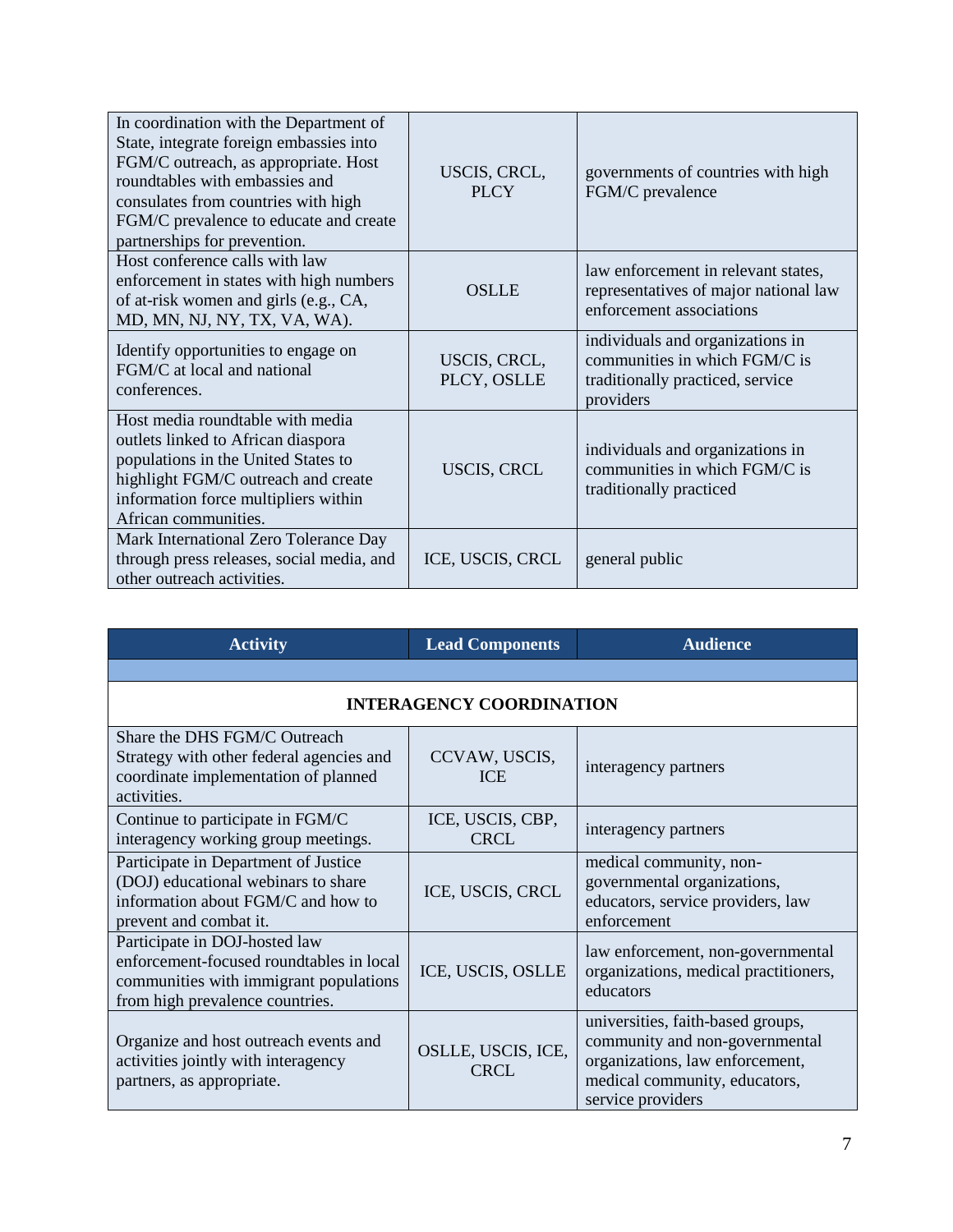| Activity | Lead Components | Audience |
|---|---|---|
| In coordination with the Department of State, integrate foreign embassies into FGM/C outreach, as appropriate. Host roundtables with embassies and consulates from countries with high FGM/C prevalence to educate and create partnerships for prevention. | USCIS, CRCL, PLCY | governments of countries with high FGM/C prevalence |
| Host conference calls with law enforcement in states with high numbers of at-risk women and girls (e.g., CA, MD, MN, NJ, NY, TX, VA, WA). | OSLLE | law enforcement in relevant states, representatives of major national law enforcement associations |
| Identify opportunities to engage on FGM/C at local and national conferences. | USCIS, CRCL, PLCY, OSLLE | individuals and organizations in communities in which FGM/C is traditionally practiced, service providers |
| Host media roundtable with media outlets linked to African diaspora populations in the United States to highlight FGM/C outreach and create information force multipliers within African communities. | USCIS, CRCL | individuals and organizations in communities in which FGM/C is traditionally practiced |
| Mark International Zero Tolerance Day through press releases, social media, and other outreach activities. | ICE, USCIS, CRCL | general public |

| Activity | Lead Components | Audience |
|---|---|---|
| **INTERAGENCY COORDINATION** | | |
| Share the DHS FGM/C Outreach Strategy with other federal agencies and coordinate implementation of planned activities. | CCVAW, USCIS, ICE | interagency partners |
| Continue to participate in FGM/C interagency working group meetings. | ICE, USCIS, CBP, CRCL | interagency partners |
| Participate in Department of Justice (DOJ) educational webinars to share information about FGM/C and how to prevent and combat it. | ICE, USCIS, CRCL | medical community, non-governmental organizations, educators, service providers, law enforcement |
| Participate in DOJ-hosted law enforcement-focused roundtables in local communities with immigrant populations from high prevalence countries. | ICE, USCIS, OSLLE | law enforcement, non-governmental organizations, medical practitioners, educators |
| Organize and host outreach events and activities jointly with interagency partners, as appropriate. | OSLLE, USCIS, ICE, CRCL | universities, faith-based groups, community and non-governmental organizations, law enforcement, medical community, educators, service providers |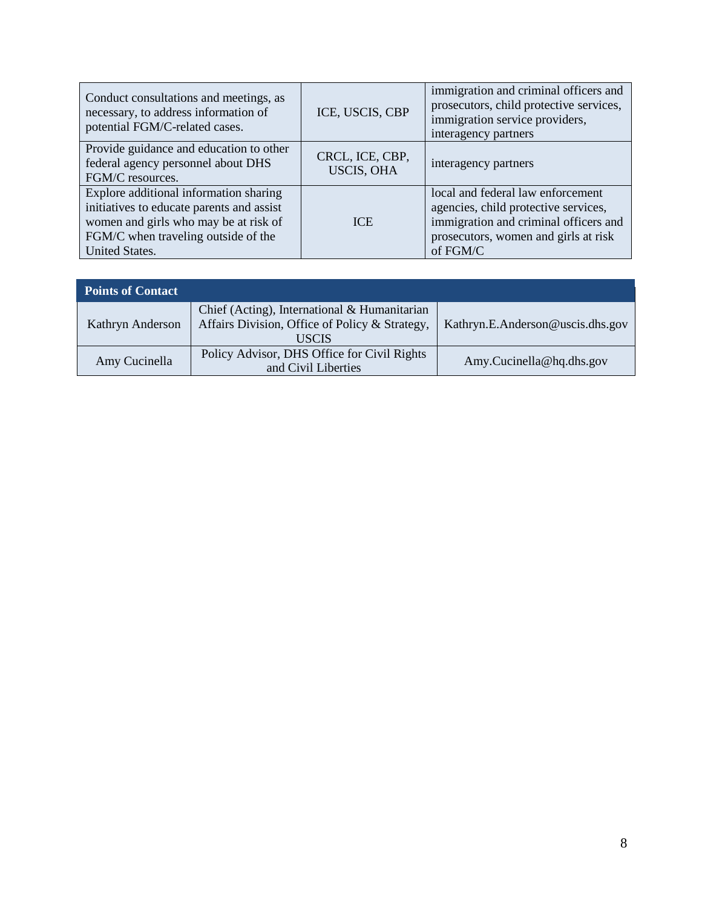| | | |
|---|---|---|
| Conduct consultations and meetings, as necessary, to address information of potential FGM/C-related cases. | ICE, USCIS, CBP | immigration and criminal officers and prosecutors, child protective services, immigration service providers, interagency partners |
| Provide guidance and education to other federal agency personnel about DHS FGM/C resources. | CRCL, ICE, CBP, USCIS, OHA | interagency partners |
| Explore additional information sharing initiatives to educate parents and assist women and girls who may be at risk of FGM/C when traveling outside of the United States. | ICE | local and federal law enforcement agencies, child protective services, immigration and criminal officers and prosecutors, women and girls at risk of FGM/C |

| **Points of Contact** | | |
|---|---|---|
| Kathryn Anderson | Chief (Acting), International & Humanitarian Affairs Division, Office of Policy & Strategy, USCIS | Kathryn.E.Anderson@uscis.dhs.gov |
| Amy Cucinella | Policy Advisor, DHS Office for Civil Rights and Civil Liberties | Amy.Cucinella@hq.dhs.gov |